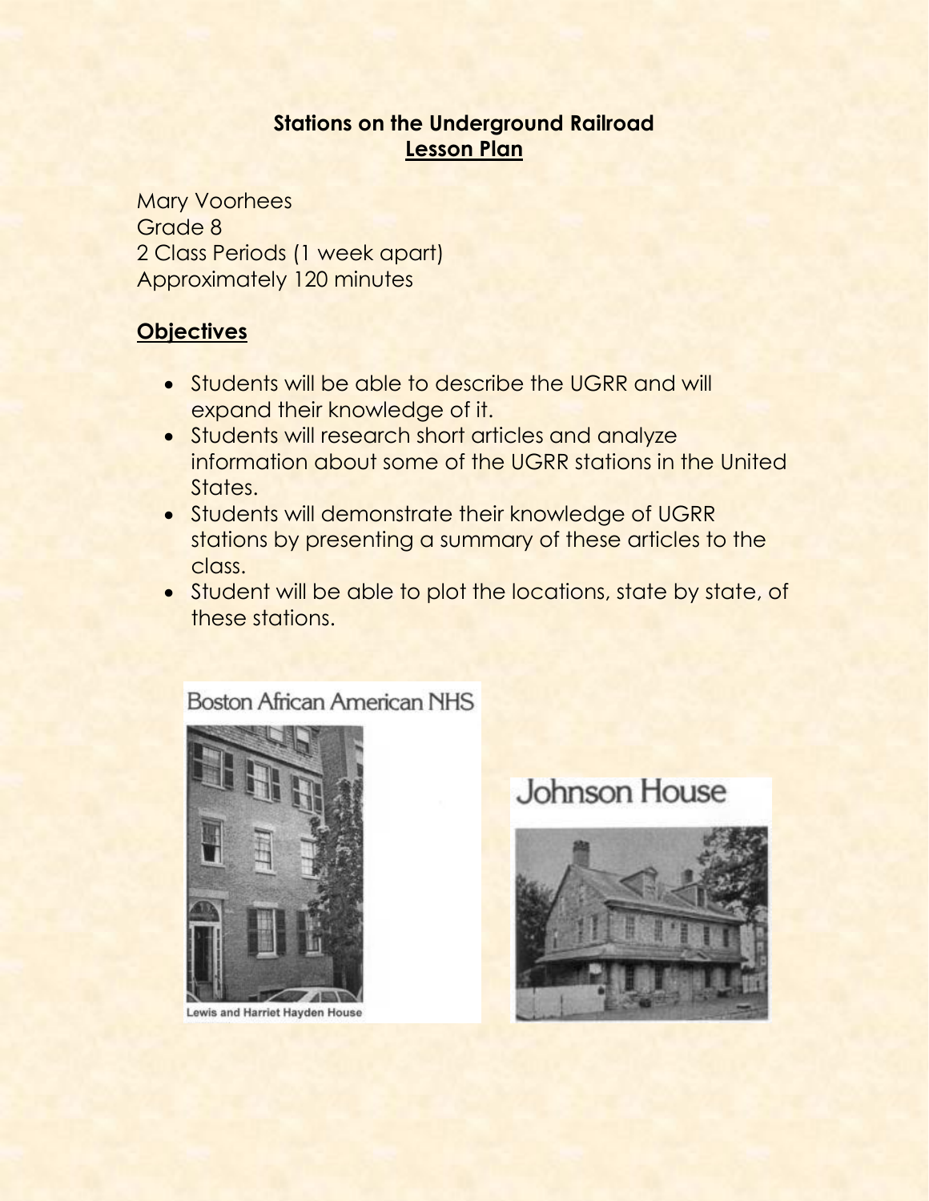# Stations on the Underground Railroad

## Lesson Plan

Mary Voorhees
Grade 8
2 Class Periods (1 week apart)
Approximately 120 minutes

## Objectives

- Students will be able to describe the UGRR and will expand their knowledge of it.
- Students will research short articles and analyze information about some of the UGRR stations in the United States.
- Students will demonstrate their knowledge of UGRR stations by presenting a summary of these articles to the class.
- Student will be able to plot the locations, state by state, of these stations.

Boston African American NHS

Lewis and Harriet Hayden House

Johnson House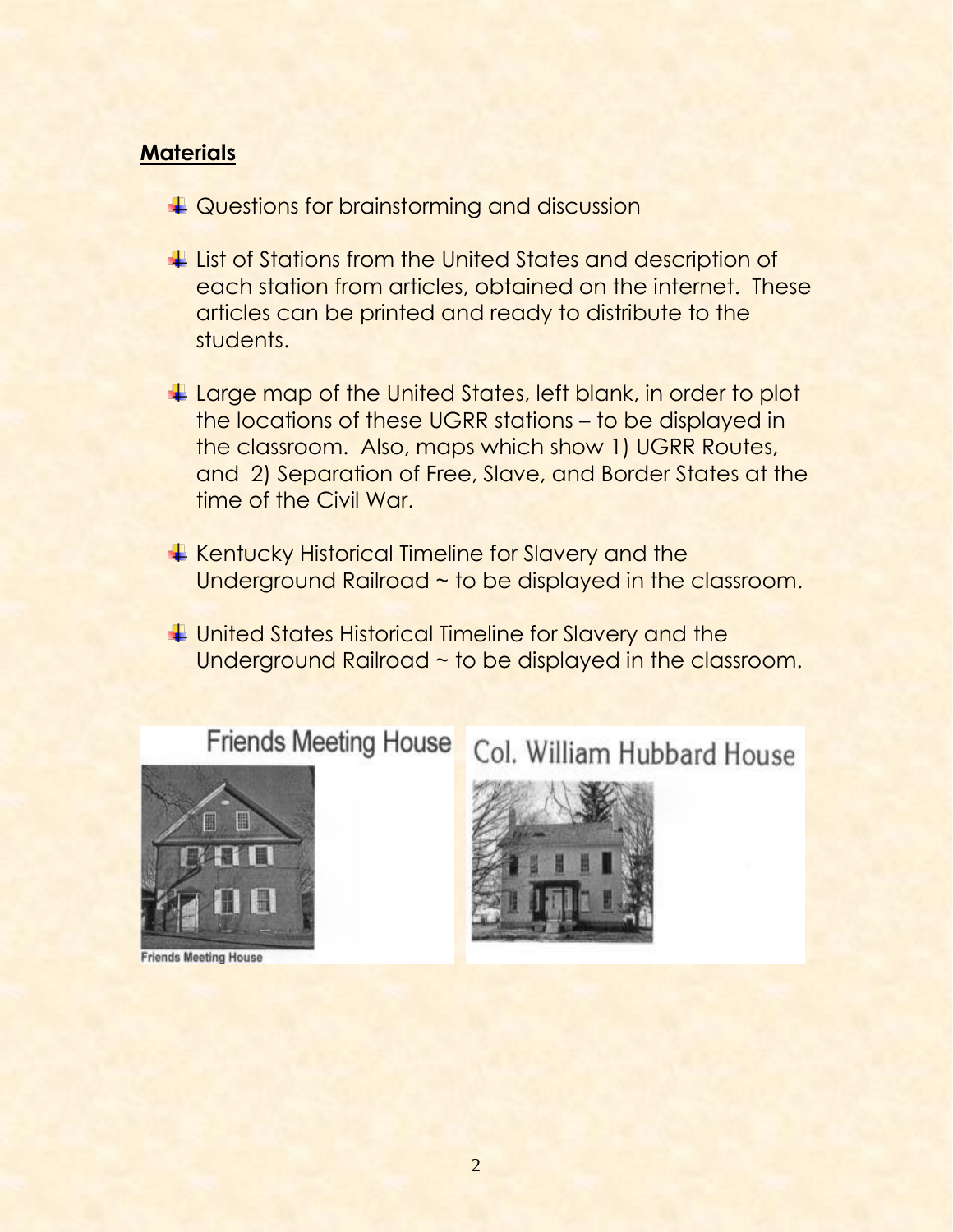**Materials**

- Questions for brainstorming and discussion
- List of Stations from the United States and description of each station from articles, obtained on the internet. These articles can be printed and ready to distribute to the students.
- Large map of the United States, left blank, in order to plot the locations of these UGRR stations – to be displayed in the classroom. Also, maps which show 1) UGRR Routes, and 2) Separation of Free, Slave, and Border States at the time of the Civil War.
- Kentucky Historical Timeline for Slavery and the Underground Railroad ~ to be displayed in the classroom.
- United States Historical Timeline for Slavery and the Underground Railroad ~ to be displayed in the classroom.

Friends Meeting House

Friends Meeting House

Col. William Hubbard House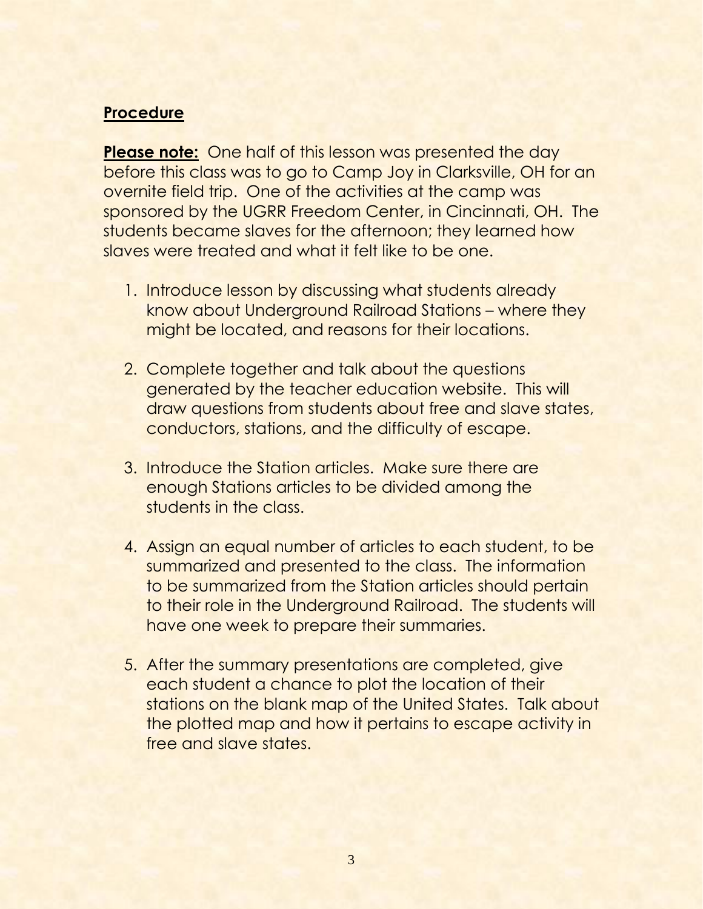## Procedure

**Please note:** One half of this lesson was presented the day before this class was to go to Camp Joy in Clarksville, OH for an overnite field trip. One of the activities at the camp was sponsored by the UGRR Freedom Center, in Cincinnati, OH. The students became slaves for the afternoon; they learned how slaves were treated and what it felt like to be one.

1. Introduce lesson by discussing what students already know about Underground Railroad Stations – where they might be located, and reasons for their locations.

2. Complete together and talk about the questions generated by the teacher education website. This will draw questions from students about free and slave states, conductors, stations, and the difficulty of escape.

3. Introduce the Station articles. Make sure there are enough Stations articles to be divided among the students in the class.

4. Assign an equal number of articles to each student, to be summarized and presented to the class. The information to be summarized from the Station articles should pertain to their role in the Underground Railroad. The students will have one week to prepare their summaries.

5. After the summary presentations are completed, give each student a chance to plot the location of their stations on the blank map of the United States. Talk about the plotted map and how it pertains to escape activity in free and slave states.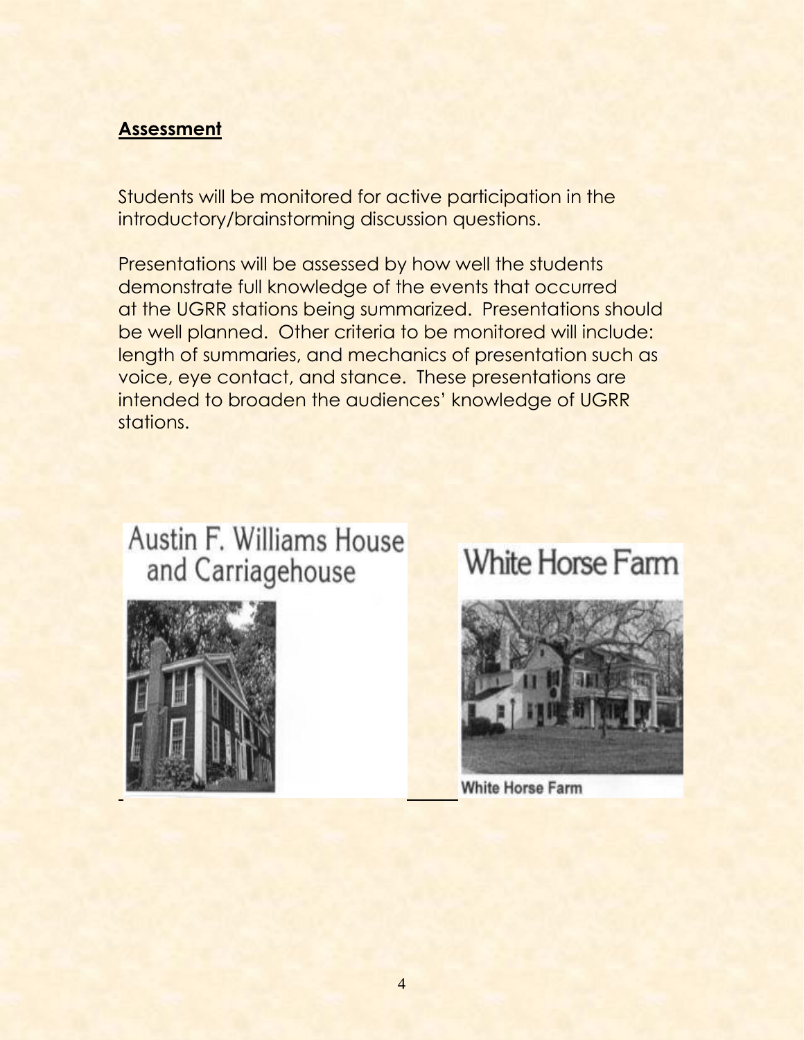## Assessment

Students will be monitored for active participation in the introductory/brainstorming discussion questions.

Presentations will be assessed by how well the students demonstrate full knowledge of the events that occurred at the UGRR stations being summarized. Presentations should be well planned. Other criteria to be monitored will include: length of summaries, and mechanics of presentation such as voice, eye contact, and stance. These presentations are intended to broaden the audiences' knowledge of UGRR stations.

Austin F. Williams House and Carriagehouse

White Horse Farm

White Horse Farm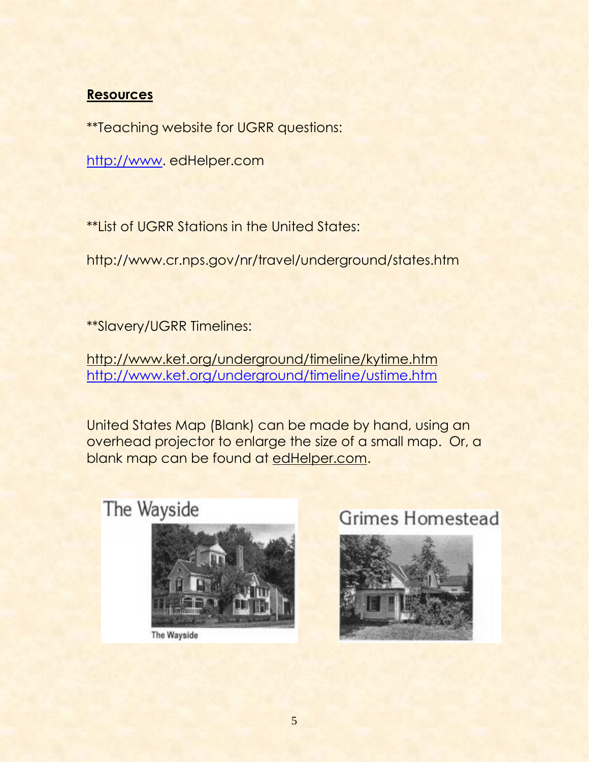**Resources**

**Teaching website for UGRR questions:

http://www. edHelper.com

**List of UGRR Stations in the United States:

http://www.cr.nps.gov/nr/travel/underground/states.htm

**Slavery/UGRR Timelines:

http://www.ket.org/underground/timeline/kytime.htm
http://www.ket.org/underground/timeline/ustime.htm

United States Map (Blank) can be made by hand, using an overhead projector to enlarge the size of a small map. Or, a blank map can be found at edHelper.com.

The Wayside

The Wayside

Grimes Homestead